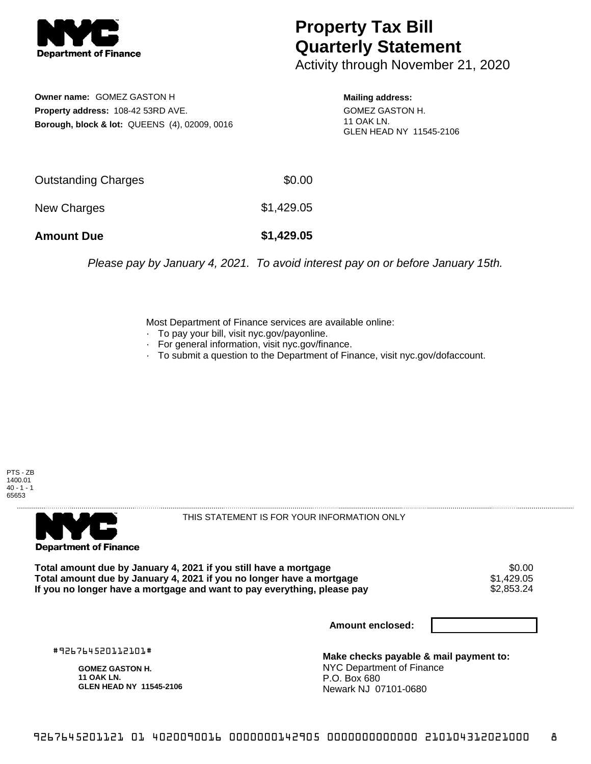# Property Tax Bill Quarterly Statement

Activity through November 21, 2020

**Owner name:** GOMEZ GASTON H
**Property address:** 108-42 53RD AVE.
**Borough, block & lot:** QUEENS (4), 02009, 0016

**Mailing address:**
GOMEZ GASTON H.
11 OAK LN.
GLEN HEAD NY 11545-2106

| | |
|---|---|
| Outstanding Charges | $0.00 |
| New Charges | $1,429.05 |
| **Amount Due** | **$1,429.05** |

*Please pay by January 4, 2021. To avoid interest pay on or before January 15th.*

Most Department of Finance services are available online:
- To pay your bill, visit nyc.gov/payonline.
- For general information, visit nyc.gov/finance.
- To submit a question to the Department of Finance, visit nyc.gov/dofaccount.

PTS - ZB
1400.01
40 - 1 - 1
65653

THIS STATEMENT IS FOR YOUR INFORMATION ONLY

| | |
|---|---|
| **Total amount due by January 4, 2021 if you still have a mortgage** | $0.00 |
| **Total amount due by January 4, 2021 if you no longer have a mortgage** | $1,429.05 |
| **If you no longer have a mortgage and want to pay everything, please pay** | $2,853.24 |

**Amount enclosed:**

#926764520112101#

**GOMEZ GASTON H.**
**11 OAK LN.**
**GLEN HEAD NY 11545-2106**

**Make checks payable & mail payment to:**
NYC Department of Finance
P.O. Box 680
Newark NJ 07101-0680

9267645201121 01 4020090016 0000000142905 0000000000000 210104312021000 8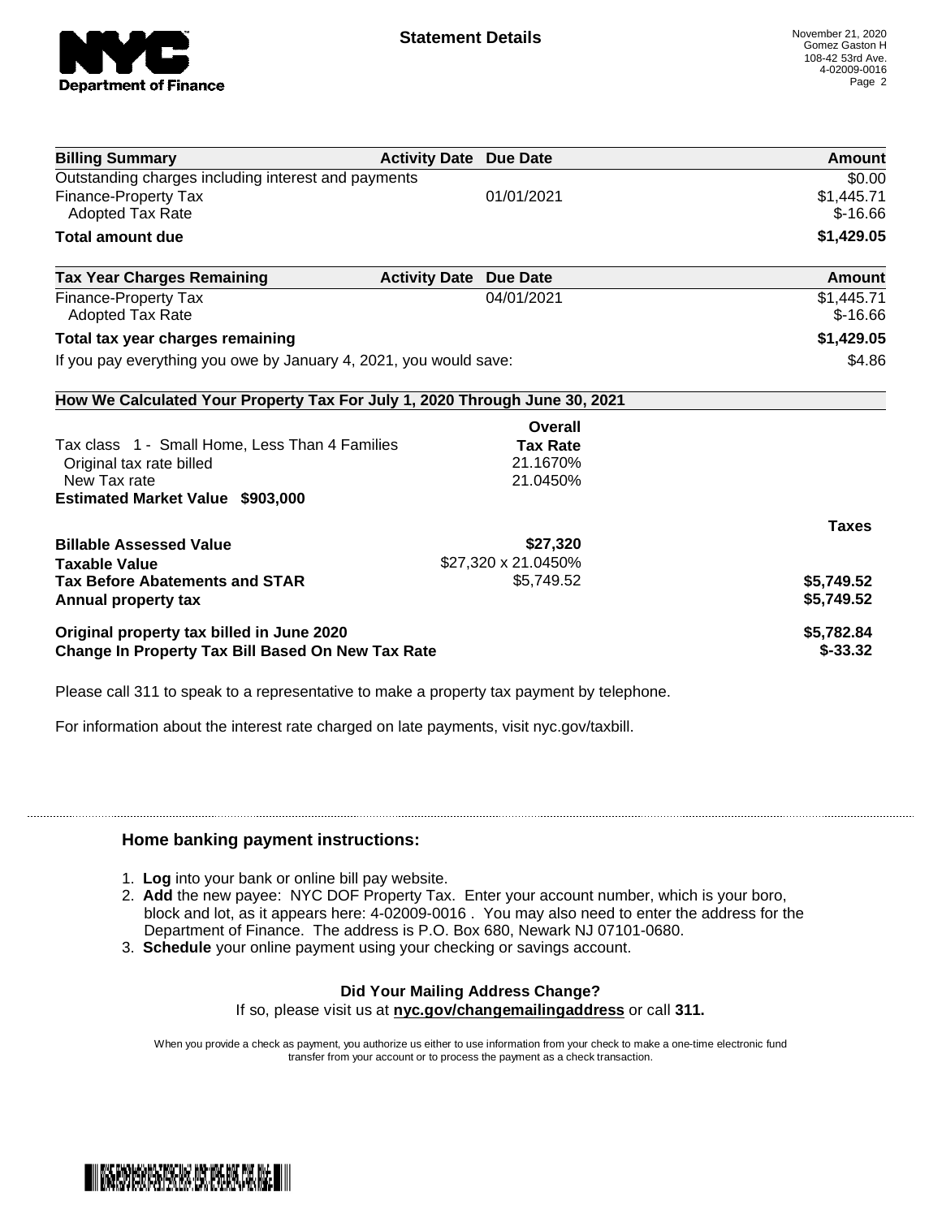**Statement Details**

November 21, 2020
Gomez Gaston H
108-42 53rd Ave.
4-02009-0016
Page 2

| Billing Summary | Activity Date | Due Date | Amount |
| --- | --- | --- | --- |
| Outstanding charges including interest and payments | | | $0.00 |
| Finance-Property Tax | | 01/01/2021 | $1,445.71 |
| Adopted Tax Rate | | | $-16.66 |
| **Total amount due** | | | **$1,429.05** |

| Tax Year Charges Remaining | Activity Date | Due Date | Amount |
| --- | --- | --- | --- |
| Finance-Property Tax | | 04/01/2021 | $1,445.71 |
| Adopted Tax Rate | | | $-16.66 |
| **Total tax year charges remaining** | | | **$1,429.05** |
| If you pay everything you owe by January 4, 2021, you would save: | | | $4.86 |

**How We Calculated Your Property Tax For July 1, 2020 Through June 30, 2021**

| | Overall Tax Rate | Taxes |
| --- | --- | --- |
| Tax class 1 - Small Home, Less Than 4 Families | | |
| Original tax rate billed | 21.1670% | |
| New Tax rate | 21.0450% | |
| **Estimated Market Value $903,000** | | |
| **Billable Assessed Value** | $27,320 | |
| **Taxable Value** | $27,320 x 21.0450% | |
| **Tax Before Abatements and STAR** | $5,749.52 | $5,749.52 |
| **Annual property tax** | | $5,749.52 |
| **Original property tax billed in June 2020** | | $5,782.84 |
| **Change In Property Tax Bill Based On New Tax Rate** | | $-33.32 |

Please call 311 to speak to a representative to make a property tax payment by telephone.

For information about the interest rate charged on late payments, visit nyc.gov/taxbill.

### Home banking payment instructions:

1. **Log** into your bank or online bill pay website.
2. **Add** the new payee: NYC DOF Property Tax. Enter your account number, which is your boro, block and lot, as it appears here: 4-02009-0016 . You may also need to enter the address for the Department of Finance. The address is P.O. Box 680, Newark NJ 07101-0680.
3. **Schedule** your online payment using your checking or savings account.

**Did Your Mailing Address Change?**
If so, please visit us at **nyc.gov/changemailingaddress** or call **311.**

When you provide a check as payment, you authorize us either to use information from your check to make a one-time electronic fund transfer from your account or to process the payment as a check transaction.